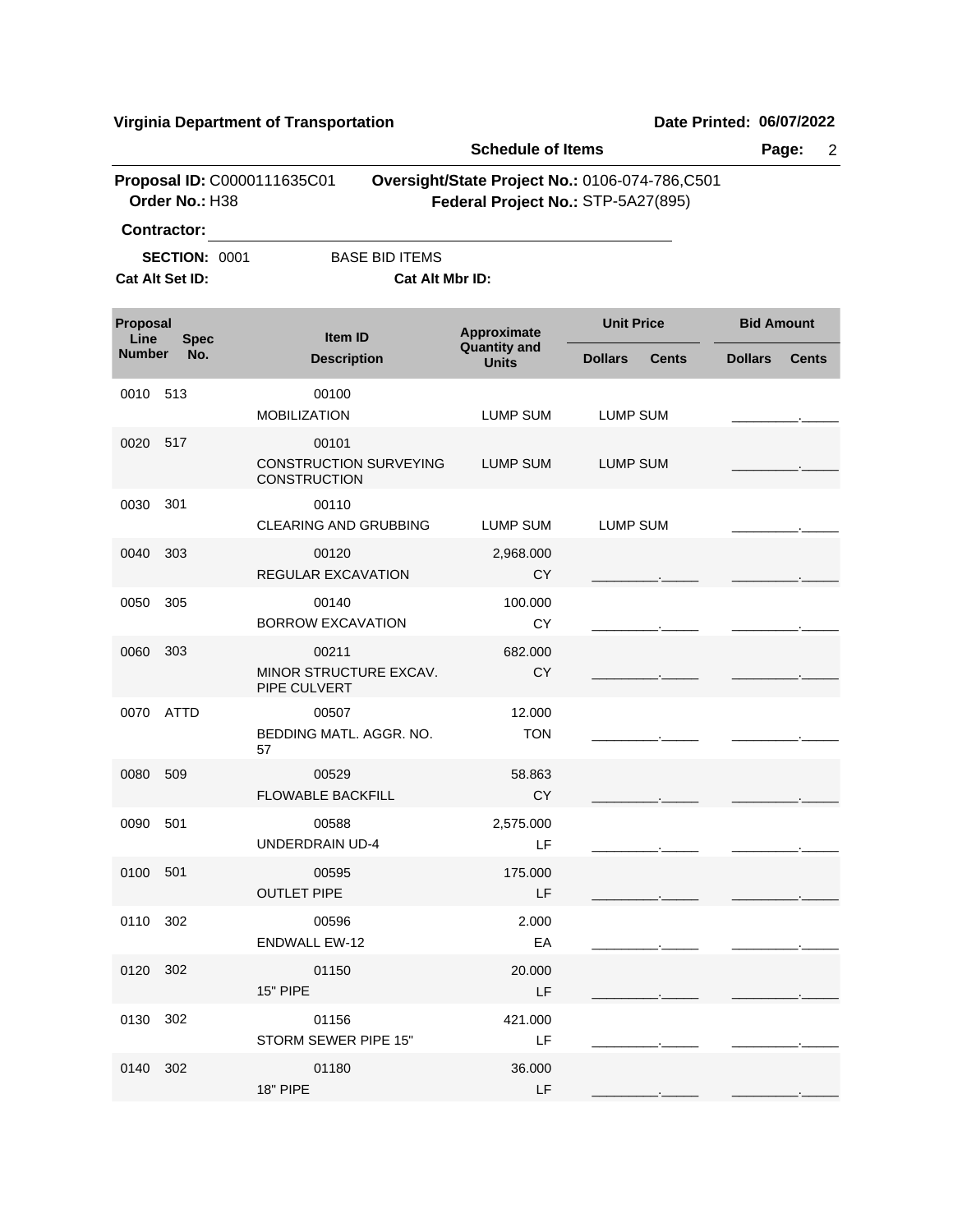**Virginia Department of Transportation** **Date Printed: 06/07/2022**

**Schedule of Items**

**Proposal ID:** C0000111635C01 **Oversight/State Project No.:** 0106-074-786,C501
**Order No.:** H38 **Federal Project No.:** STP-5A27(895)

**Contractor:** ______________________________

**SECTION:** 0001 BASE BID ITEMS

**Cat Alt Set ID:** **Cat Alt Mbr ID:**

| Proposal Line Number | Spec No. | Item ID / Description | Approximate Quantity and Units | Unit Price Dollars | Unit Price Cents | Bid Amount Dollars | Bid Amount Cents |
|---|---|---|---|---|---|---|---|
| 0010 | 513 | 00100 MOBILIZATION | LUMP SUM | LUMP SUM | | _________ | _____ |
| 0020 | 517 | 00101 CONSTRUCTION SURVEYING CONSTRUCTION | LUMP SUM | LUMP SUM | | _________ | _____ |
| 0030 | 301 | 00110 CLEARING AND GRUBBING | LUMP SUM | LUMP SUM | | _________ | _____ |
| 0040 | 303 | 00120 REGULAR EXCAVATION | 2,968.000 CY | _________ | _____ | _________ | _____ |
| 0050 | 305 | 00140 BORROW EXCAVATION | 100.000 CY | _________ | _____ | _________ | _____ |
| 0060 | 303 | 00211 MINOR STRUCTURE EXCAV. PIPE CULVERT | 682.000 CY | _________ | _____ | _________ | _____ |
| 0070 | ATTD | 00507 BEDDING MATL. AGGR. NO. 57 | 12.000 TON | _________ | _____ | _________ | _____ |
| 0080 | 509 | 00529 FLOWABLE BACKFILL | 58.863 CY | _________ | _____ | _________ | _____ |
| 0090 | 501 | 00588 UNDERDRAIN UD-4 | 2,575.000 LF | _________ | _____ | _________ | _____ |
| 0100 | 501 | 00595 OUTLET PIPE | 175.000 LF | _________ | _____ | _________ | _____ |
| 0110 | 302 | 00596 ENDWALL EW-12 | 2.000 EA | _________ | _____ | _________ | _____ |
| 0120 | 302 | 01150 15" PIPE | 20.000 LF | _________ | _____ | _________ | _____ |
| 0130 | 302 | 01156 STORM SEWER PIPE 15" | 421.000 LF | _________ | _____ | _________ | _____ |
| 0140 | 302 | 01180 18" PIPE | 36.000 LF | _________ | _____ | _________ | _____ |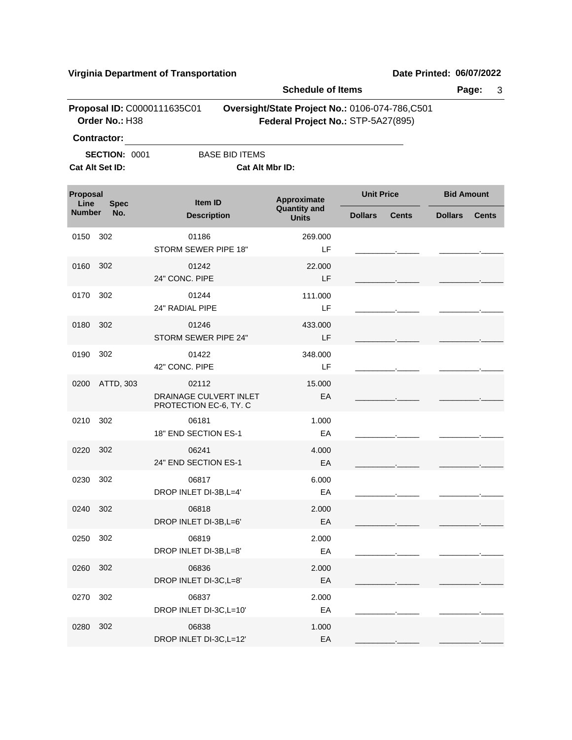**Virginia Department of Transportation** | **Date Printed: 06/07/2022**

**Schedule of Items**

**Proposal ID:** C0000111635C01 **Oversight/State Project No.:** 0106-074-786,C501
**Order No.:** H38 **Federal Project No.:** STP-5A27(895)

**Contractor:** ______________________________

**SECTION:** 0001 BASE BID ITEMS

**Cat Alt Set ID:** **Cat Alt Mbr ID:**

| Proposal Line Number | Spec No. | Item ID / Description | Approximate Quantity and Units | Unit Price Dollars | Unit Price Cents | Bid Amount Dollars | Bid Amount Cents |
|---|---|---|---|---|---|---|---|
| 0150 | 302 | 01186 STORM SEWER PIPE 18" | 269.000 LF | | | | |
| 0160 | 302 | 01242 24" CONC. PIPE | 22.000 LF | | | | |
| 0170 | 302 | 01244 24" RADIAL PIPE | 111.000 LF | | | | |
| 0180 | 302 | 01246 STORM SEWER PIPE 24" | 433.000 LF | | | | |
| 0190 | 302 | 01422 42" CONC. PIPE | 348.000 LF | | | | |
| 0200 | ATTD, 303 | 02112 DRAINAGE CULVERT INLET PROTECTION EC-6, TY. C | 15.000 EA | | | | |
| 0210 | 302 | 06181 18" END SECTION ES-1 | 1.000 EA | | | | |
| 0220 | 302 | 06241 24" END SECTION ES-1 | 4.000 EA | | | | |
| 0230 | 302 | 06817 DROP INLET DI-3B,L=4' | 6.000 EA | | | | |
| 0240 | 302 | 06818 DROP INLET DI-3B,L=6' | 2.000 EA | | | | |
| 0250 | 302 | 06819 DROP INLET DI-3B,L=8' | 2.000 EA | | | | |
| 0260 | 302 | 06836 DROP INLET DI-3C,L=8' | 2.000 EA | | | | |
| 0270 | 302 | 06837 DROP INLET DI-3C,L=10' | 2.000 EA | | | | |
| 0280 | 302 | 06838 DROP INLET DI-3C,L=12' | 1.000 EA | | | | |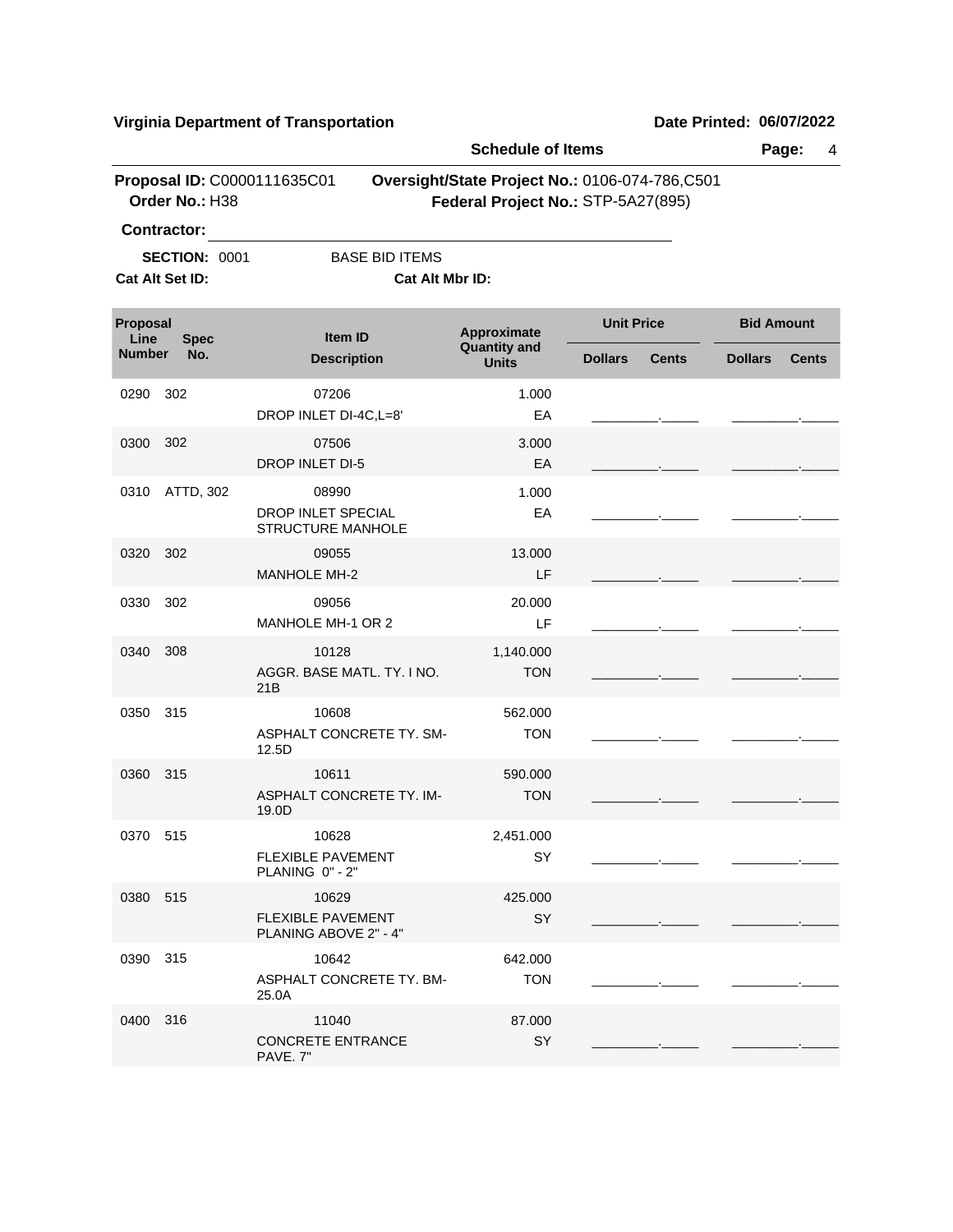**Virginia Department of Transportation** **Date Printed: 06/07/2022**

**Schedule of Items**

**Proposal ID:** C0000111635C01 **Oversight/State Project No.:** 0106-074-786,C501
**Order No.:** H38 **Federal Project No.:** STP-5A27(895)

**Contractor:** ______________________________

**SECTION:** 0001 BASE BID ITEMS

**Cat Alt Set ID:** **Cat Alt Mbr ID:**

| Proposal Line Number | Spec No. | Item ID / Description | Approximate Quantity and Units | Unit Price Dollars | Unit Price Cents | Bid Amount Dollars | Bid Amount Cents |
|---|---|---|---|---|---|---|---|
| 0290 | 302 | 07206 DROP INLET DI-4C,L=8' | 1.000 EA | | | | |
| 0300 | 302 | 07506 DROP INLET DI-5 | 3.000 EA | | | | |
| 0310 | ATTD, 302 | 08990 DROP INLET SPECIAL STRUCTURE MANHOLE | 1.000 EA | | | | |
| 0320 | 302 | 09055 MANHOLE MH-2 | 13.000 LF | | | | |
| 0330 | 302 | 09056 MANHOLE MH-1 OR 2 | 20.000 LF | | | | |
| 0340 | 308 | 10128 AGGR. BASE MATL. TY. I NO. 21B | 1,140.000 TON | | | | |
| 0350 | 315 | 10608 ASPHALT CONCRETE TY. SM-12.5D | 562.000 TON | | | | |
| 0360 | 315 | 10611 ASPHALT CONCRETE TY. IM-19.0D | 590.000 TON | | | | |
| 0370 | 515 | 10628 FLEXIBLE PAVEMENT PLANING 0" - 2" | 2,451.000 SY | | | | |
| 0380 | 515 | 10629 FLEXIBLE PAVEMENT PLANING ABOVE 2" - 4" | 425.000 SY | | | | |
| 0390 | 315 | 10642 ASPHALT CONCRETE TY. BM-25.0A | 642.000 TON | | | | |
| 0400 | 316 | 11040 CONCRETE ENTRANCE PAVE. 7" | 87.000 SY | | | | |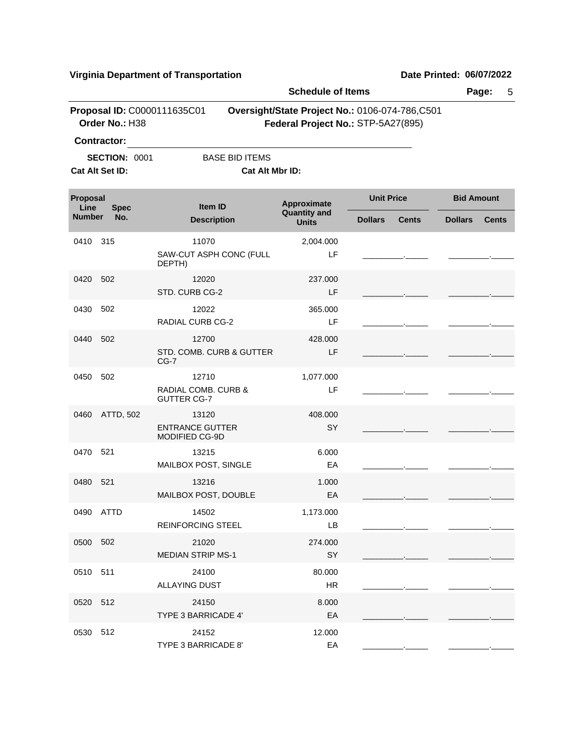**Virginia Department of Transportation** | **Date Printed: 06/07/2022**

**Schedule of Items**

**Proposal ID:** C0000111635C01 **Oversight/State Project No.:** 0106-074-786,C501
**Order No.:** H38 **Federal Project No.:** STP-5A27(895)

**Contractor:** ______________________________

**SECTION:** 0001 BASE BID ITEMS

**Cat Alt Set ID:** **Cat Alt Mbr ID:**

| Proposal Line Number | Spec No. | Item ID / Description | Approximate Quantity and Units | Unit Price Dollars | Unit Price Cents | Bid Amount Dollars | Bid Amount Cents |
|---|---|---|---|---|---|---|---|
| 0410 | 315 | 11070 SAW-CUT ASPH CONC (FULL DEPTH) | 2,004.000 LF | | | | |
| 0420 | 502 | 12020 STD. CURB CG-2 | 237.000 LF | | | | |
| 0430 | 502 | 12022 RADIAL CURB CG-2 | 365.000 LF | | | | |
| 0440 | 502 | 12700 STD. COMB. CURB & GUTTER CG-7 | 428.000 LF | | | | |
| 0450 | 502 | 12710 RADIAL COMB. CURB & GUTTER CG-7 | 1,077.000 LF | | | | |
| 0460 | ATTD, 502 | 13120 ENTRANCE GUTTER MODIFIED CG-9D | 408.000 SY | | | | |
| 0470 | 521 | 13215 MAILBOX POST, SINGLE | 6.000 EA | | | | |
| 0480 | 521 | 13216 MAILBOX POST, DOUBLE | 1.000 EA | | | | |
| 0490 | ATTD | 14502 REINFORCING STEEL | 1,173.000 LB | | | | |
| 0500 | 502 | 21020 MEDIAN STRIP MS-1 | 274.000 SY | | | | |
| 0510 | 511 | 24100 ALLAYING DUST | 80.000 HR | | | | |
| 0520 | 512 | 24150 TYPE 3 BARRICADE 4' | 8.000 EA | | | | |
| 0530 | 512 | 24152 TYPE 3 BARRICADE 8' | 12.000 EA | | | | |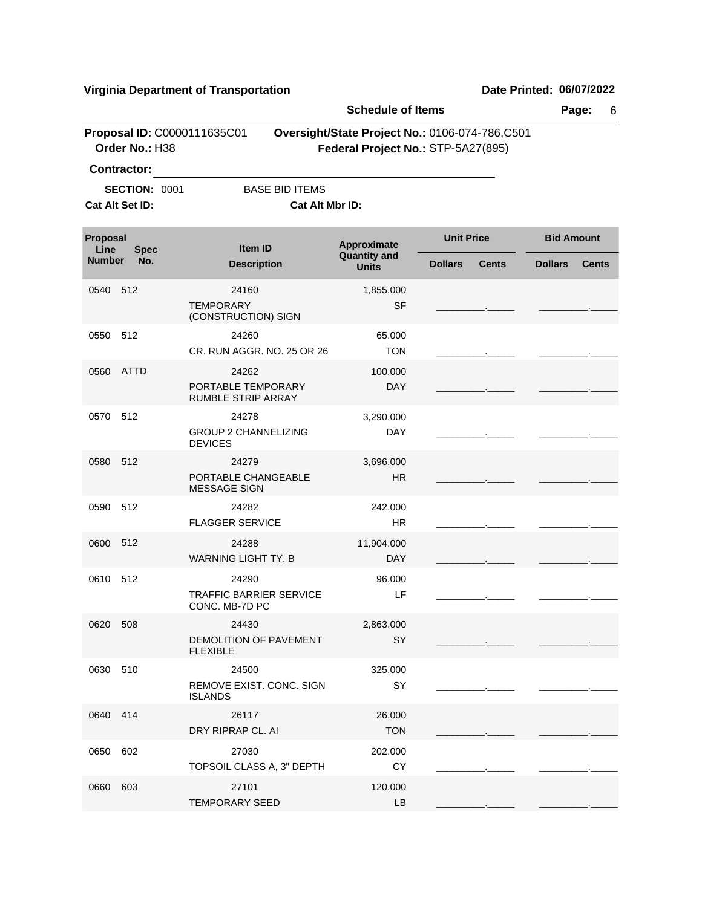**Virginia Department of Transportation** — **Date Printed: 06/07/2022**

**Schedule of Items**

**Proposal ID:** C0000111635C01 **Oversight/State Project No.:** 0106-074-786,C501
**Order No.:** H38 **Federal Project No.:** STP-5A27(895)

**Contractor:** ______________________________

**SECTION:** 0001 BASE BID ITEMS
**Cat Alt Set ID:** **Cat Alt Mbr ID:**

| Proposal Line Number | Spec No. | Item ID / Description | Approximate Quantity and Units | Unit Price Dollars | Unit Price Cents | Bid Amount Dollars | Bid Amount Cents |
|---|---|---|---|---|---|---|---|
| 0540 | 512 | 24160 TEMPORARY (CONSTRUCTION) SIGN | 1,855.000 SF | | | | |
| 0550 | 512 | 24260 CR. RUN AGGR. NO. 25 OR 26 | 65.000 TON | | | | |
| 0560 | ATTD | 24262 PORTABLE TEMPORARY RUMBLE STRIP ARRAY | 100.000 DAY | | | | |
| 0570 | 512 | 24278 GROUP 2 CHANNELIZING DEVICES | 3,290.000 DAY | | | | |
| 0580 | 512 | 24279 PORTABLE CHANGEABLE MESSAGE SIGN | 3,696.000 HR | | | | |
| 0590 | 512 | 24282 FLAGGER SERVICE | 242.000 HR | | | | |
| 0600 | 512 | 24288 WARNING LIGHT TY. B | 11,904.000 DAY | | | | |
| 0610 | 512 | 24290 TRAFFIC BARRIER SERVICE CONC. MB-7D PC | 96.000 LF | | | | |
| 0620 | 508 | 24430 DEMOLITION OF PAVEMENT FLEXIBLE | 2,863.000 SY | | | | |
| 0630 | 510 | 24500 REMOVE EXIST. CONC. SIGN ISLANDS | 325.000 SY | | | | |
| 0640 | 414 | 26117 DRY RIPRAP CL. AI | 26.000 TON | | | | |
| 0650 | 602 | 27030 TOPSOIL CLASS A, 3" DEPTH | 202.000 CY | | | | |
| 0660 | 603 | 27101 TEMPORARY SEED | 120.000 LB | | | | |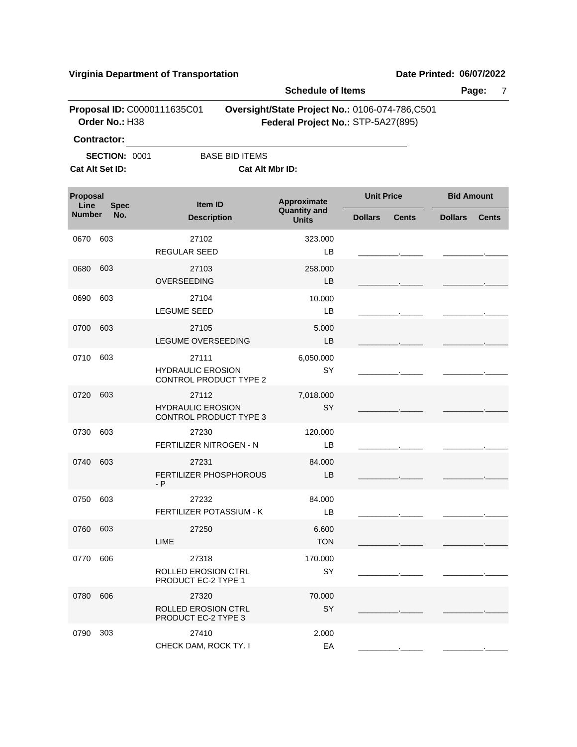**Virginia Department of Transportation** **Date Printed: 06/07/2022**

**Schedule of Items**

**Proposal ID:** C0000111635C01 **Oversight/State Project No.:** 0106-074-786,C501
**Order No.:** H38 **Federal Project No.:** STP-5A27(895)

**Contractor:** ______________________________

**SECTION:** 0001 BASE BID ITEMS

**Cat Alt Set ID:** **Cat Alt Mbr ID:**

| Proposal Line Number | Spec No. | Item ID / Description | Approximate Quantity and Units | Unit Price Dollars | Unit Price Cents | Bid Amount Dollars | Bid Amount Cents |
|---|---|---|---|---|---|---|---|
| 0670 | 603 | 27102 REGULAR SEED | 323.000 LB | | | | |
| 0680 | 603 | 27103 OVERSEEDING | 258.000 LB | | | | |
| 0690 | 603 | 27104 LEGUME SEED | 10.000 LB | | | | |
| 0700 | 603 | 27105 LEGUME OVERSEEDING | 5.000 LB | | | | |
| 0710 | 603 | 27111 HYDRAULIC EROSION CONTROL PRODUCT TYPE 2 | 6,050.000 SY | | | | |
| 0720 | 603 | 27112 HYDRAULIC EROSION CONTROL PRODUCT TYPE 3 | 7,018.000 SY | | | | |
| 0730 | 603 | 27230 FERTILIZER NITROGEN - N | 120.000 LB | | | | |
| 0740 | 603 | 27231 FERTILIZER PHOSPHOROUS - P | 84.000 LB | | | | |
| 0750 | 603 | 27232 FERTILIZER POTASSIUM - K | 84.000 LB | | | | |
| 0760 | 603 | 27250 LIME | 6.600 TON | | | | |
| 0770 | 606 | 27318 ROLLED EROSION CTRL PRODUCT EC-2 TYPE 1 | 170.000 SY | | | | |
| 0780 | 606 | 27320 ROLLED EROSION CTRL PRODUCT EC-2 TYPE 3 | 70.000 SY | | | | |
| 0790 | 303 | 27410 CHECK DAM, ROCK TY. I | 2.000 EA | | | | |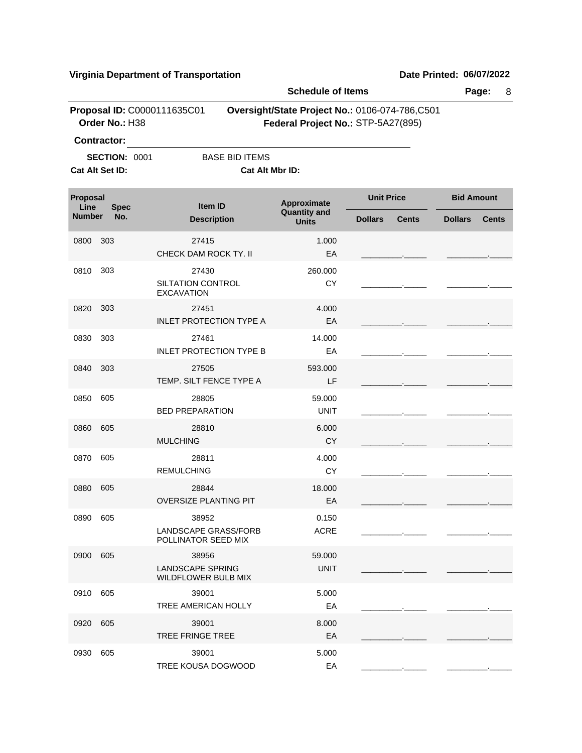**Virginia Department of Transportation** — **Date Printed: 06/07/2022**

**Schedule of Items**

**Proposal ID:** C0000111635C01 — **Oversight/State Project No.:** 0106-074-786,C501

**Order No.:** H38 — **Federal Project No.:** STP-5A27(895)

**Contractor:** ______________________________

**SECTION:** 0001 — BASE BID ITEMS

**Cat Alt Set ID:** — **Cat Alt Mbr ID:**

| Proposal Line Number | Spec No. | Item ID / Description | Approximate Quantity and Units | Unit Price Dollars | Unit Price Cents | Bid Amount Dollars | Bid Amount Cents |
|---|---|---|---|---|---|---|---|
| 0800 | 303 | 27415 CHECK DAM ROCK TY. II | 1.000 EA | | | | |
| 0810 | 303 | 27430 SILTATION CONTROL EXCAVATION | 260.000 CY | | | | |
| 0820 | 303 | 27451 INLET PROTECTION TYPE A | 4.000 EA | | | | |
| 0830 | 303 | 27461 INLET PROTECTION TYPE B | 14.000 EA | | | | |
| 0840 | 303 | 27505 TEMP. SILT FENCE TYPE A | 593.000 LF | | | | |
| 0850 | 605 | 28805 BED PREPARATION | 59.000 UNIT | | | | |
| 0860 | 605 | 28810 MULCHING | 6.000 CY | | | | |
| 0870 | 605 | 28811 REMULCHING | 4.000 CY | | | | |
| 0880 | 605 | 28844 OVERSIZE PLANTING PIT | 18.000 EA | | | | |
| 0890 | 605 | 38952 LANDSCAPE GRASS/FORB POLLINATOR SEED MIX | 0.150 ACRE | | | | |
| 0900 | 605 | 38956 LANDSCAPE SPRING WILDFLOWER BULB MIX | 59.000 UNIT | | | | |
| 0910 | 605 | 39001 TREE AMERICAN HOLLY | 5.000 EA | | | | |
| 0920 | 605 | 39001 TREE FRINGE TREE | 8.000 EA | | | | |
| 0930 | 605 | 39001 TREE KOUSA DOGWOOD | 5.000 EA | | | | |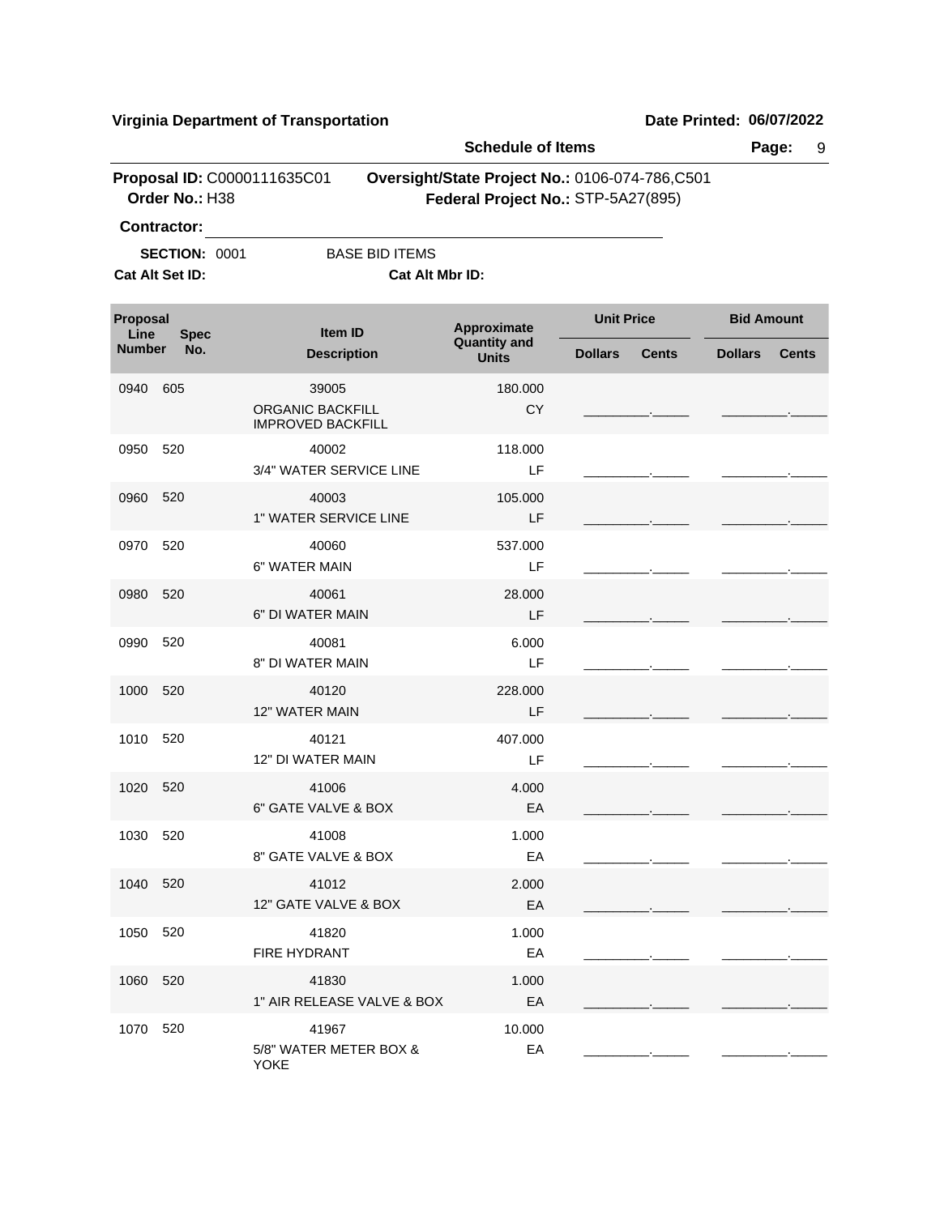**Virginia Department of Transportation** **Date Printed: 06/07/2022**

**Schedule of Items**

**Proposal ID:** C0000111635C01 **Oversight/State Project No.:** 0106-074-786,C501
**Order No.:** H38 **Federal Project No.:** STP-5A27(895)

**Contractor:** ______________________________

**SECTION:** 0001 BASE BID ITEMS
**Cat Alt Set ID:** **Cat Alt Mbr ID:**

| Proposal Line Number | Spec No. | Item ID / Description | Approximate Quantity and Units | Unit Price Dollars | Unit Price Cents | Bid Amount Dollars | Bid Amount Cents |
|---|---|---|---|---|---|---|---|
| 0940 | 605 | 39005 ORGANIC BACKFILL IMPROVED BACKFILL | 180.000 CY | | | | |
| 0950 | 520 | 40002 3/4" WATER SERVICE LINE | 118.000 LF | | | | |
| 0960 | 520 | 40003 1" WATER SERVICE LINE | 105.000 LF | | | | |
| 0970 | 520 | 40060 6" WATER MAIN | 537.000 LF | | | | |
| 0980 | 520 | 40061 6" DI WATER MAIN | 28.000 LF | | | | |
| 0990 | 520 | 40081 8" DI WATER MAIN | 6.000 LF | | | | |
| 1000 | 520 | 40120 12" WATER MAIN | 228.000 LF | | | | |
| 1010 | 520 | 40121 12" DI WATER MAIN | 407.000 LF | | | | |
| 1020 | 520 | 41006 6" GATE VALVE & BOX | 4.000 EA | | | | |
| 1030 | 520 | 41008 8" GATE VALVE & BOX | 1.000 EA | | | | |
| 1040 | 520 | 41012 12" GATE VALVE & BOX | 2.000 EA | | | | |
| 1050 | 520 | 41820 FIRE HYDRANT | 1.000 EA | | | | |
| 1060 | 520 | 41830 1" AIR RELEASE VALVE & BOX | 1.000 EA | | | | |
| 1070 | 520 | 41967 5/8" WATER METER BOX & YOKE | 10.000 EA | | | | |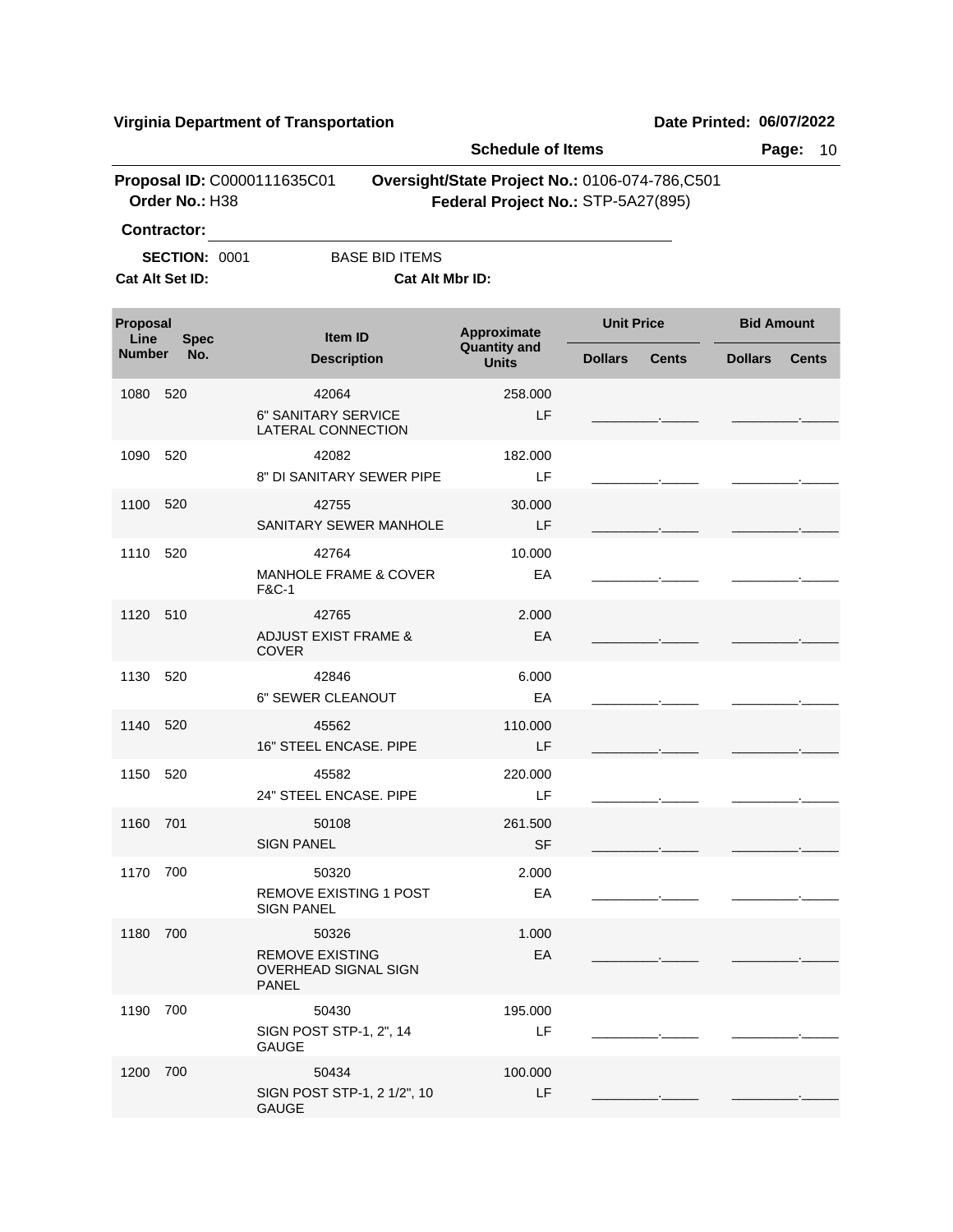**Virginia Department of Transportation** | **Date Printed: 06/07/2022**

**Schedule of Items**

**Proposal ID:** C0000111635C01 **Oversight/State Project No.:** 0106-074-786,C501
**Order No.:** H38 **Federal Project No.:** STP-5A27(895)

**Contractor:** ______________________________

**SECTION:** 0001 BASE BID ITEMS
**Cat Alt Set ID:** **Cat Alt Mbr ID:**

| Proposal Line Number | Spec No. | Item ID / Description | Approximate Quantity and Units | Unit Price Dollars | Unit Price Cents | Bid Amount Dollars | Bid Amount Cents |
|---|---|---|---|---|---|---|---|
| 1080 | 520 | 42064 6" SANITARY SERVICE LATERAL CONNECTION | 258.000 LF | | | | |
| 1090 | 520 | 42082 8" DI SANITARY SEWER PIPE | 182.000 LF | | | | |
| 1100 | 520 | 42755 SANITARY SEWER MANHOLE | 30.000 LF | | | | |
| 1110 | 520 | 42764 MANHOLE FRAME & COVER F&C-1 | 10.000 EA | | | | |
| 1120 | 510 | 42765 ADJUST EXIST FRAME & COVER | 2.000 EA | | | | |
| 1130 | 520 | 42846 6" SEWER CLEANOUT | 6.000 EA | | | | |
| 1140 | 520 | 45562 16" STEEL ENCASE. PIPE | 110.000 LF | | | | |
| 1150 | 520 | 45582 24" STEEL ENCASE. PIPE | 220.000 LF | | | | |
| 1160 | 701 | 50108 SIGN PANEL | 261.500 SF | | | | |
| 1170 | 700 | 50320 REMOVE EXISTING 1 POST SIGN PANEL | 2.000 EA | | | | |
| 1180 | 700 | 50326 REMOVE EXISTING OVERHEAD SIGNAL SIGN PANEL | 1.000 EA | | | | |
| 1190 | 700 | 50430 SIGN POST STP-1, 2", 14 GAUGE | 195.000 LF | | | | |
| 1200 | 700 | 50434 SIGN POST STP-1, 2 1/2", 10 GAUGE | 100.000 LF | | | | |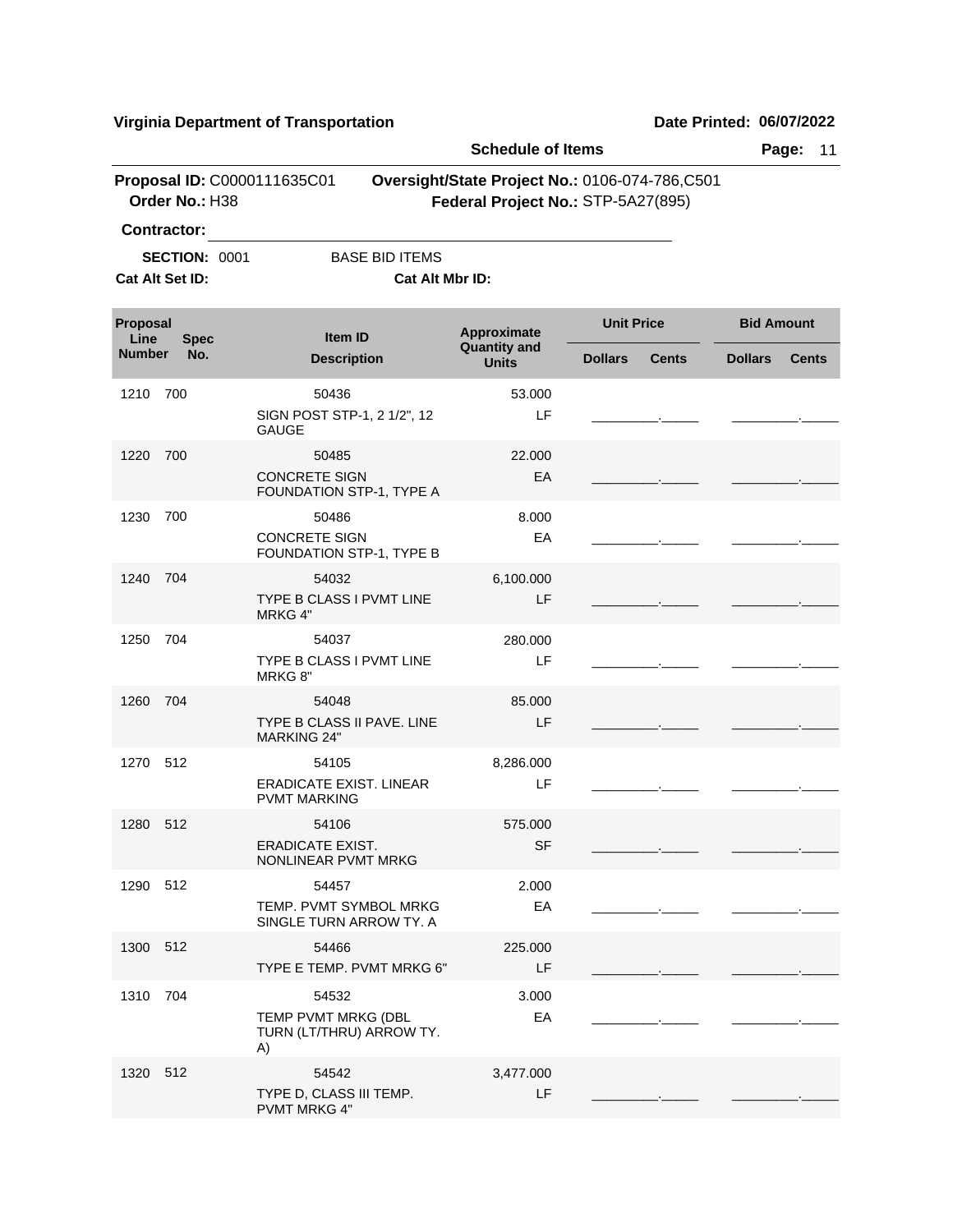**Virginia Department of Transportation** **Date Printed: 06/07/2022**

**Schedule of Items**

**Proposal ID:** C0000111635C01 **Oversight/State Project No.:** 0106-074-786,C501
**Order No.:** H38 **Federal Project No.:** STP-5A27(895)

**Contractor:** ______________________________

**SECTION:** 0001 BASE BID ITEMS

**Cat Alt Set ID:** **Cat Alt Mbr ID:**

| Proposal Line Number | Spec No. | Item ID / Description | Approximate Quantity and Units | Unit Price Dollars | Unit Price Cents | Bid Amount Dollars | Bid Amount Cents |
|---|---|---|---|---|---|---|---|
| 1210 | 700 | 50436<br>SIGN POST STP-1, 2 1/2", 12 GAUGE | 53.000<br>LF | | | | |
| 1220 | 700 | 50485<br>CONCRETE SIGN FOUNDATION STP-1, TYPE A | 22.000<br>EA | | | | |
| 1230 | 700 | 50486<br>CONCRETE SIGN FOUNDATION STP-1, TYPE B | 8.000<br>EA | | | | |
| 1240 | 704 | 54032<br>TYPE B CLASS I PVMT LINE MRKG 4" | 6,100.000<br>LF | | | | |
| 1250 | 704 | 54037<br>TYPE B CLASS I PVMT LINE MRKG 8" | 280.000<br>LF | | | | |
| 1260 | 704 | 54048<br>TYPE B CLASS II PAVE. LINE MARKING 24" | 85.000<br>LF | | | | |
| 1270 | 512 | 54105<br>ERADICATE EXIST. LINEAR PVMT MARKING | 8,286.000<br>LF | | | | |
| 1280 | 512 | 54106<br>ERADICATE EXIST. NONLINEAR PVMT MRKG | 575.000<br>SF | | | | |
| 1290 | 512 | 54457<br>TEMP. PVMT SYMBOL MRKG SINGLE TURN ARROW TY. A | 2.000<br>EA | | | | |
| 1300 | 512 | 54466<br>TYPE E TEMP. PVMT MRKG 6" | 225.000<br>LF | | | | |
| 1310 | 704 | 54532<br>TEMP PVMT MRKG (DBL TURN (LT/THRU) ARROW TY. A) | 3.000<br>EA | | | | |
| 1320 | 512 | 54542<br>TYPE D, CLASS III TEMP. PVMT MRKG 4" | 3,477.000<br>LF | | | | |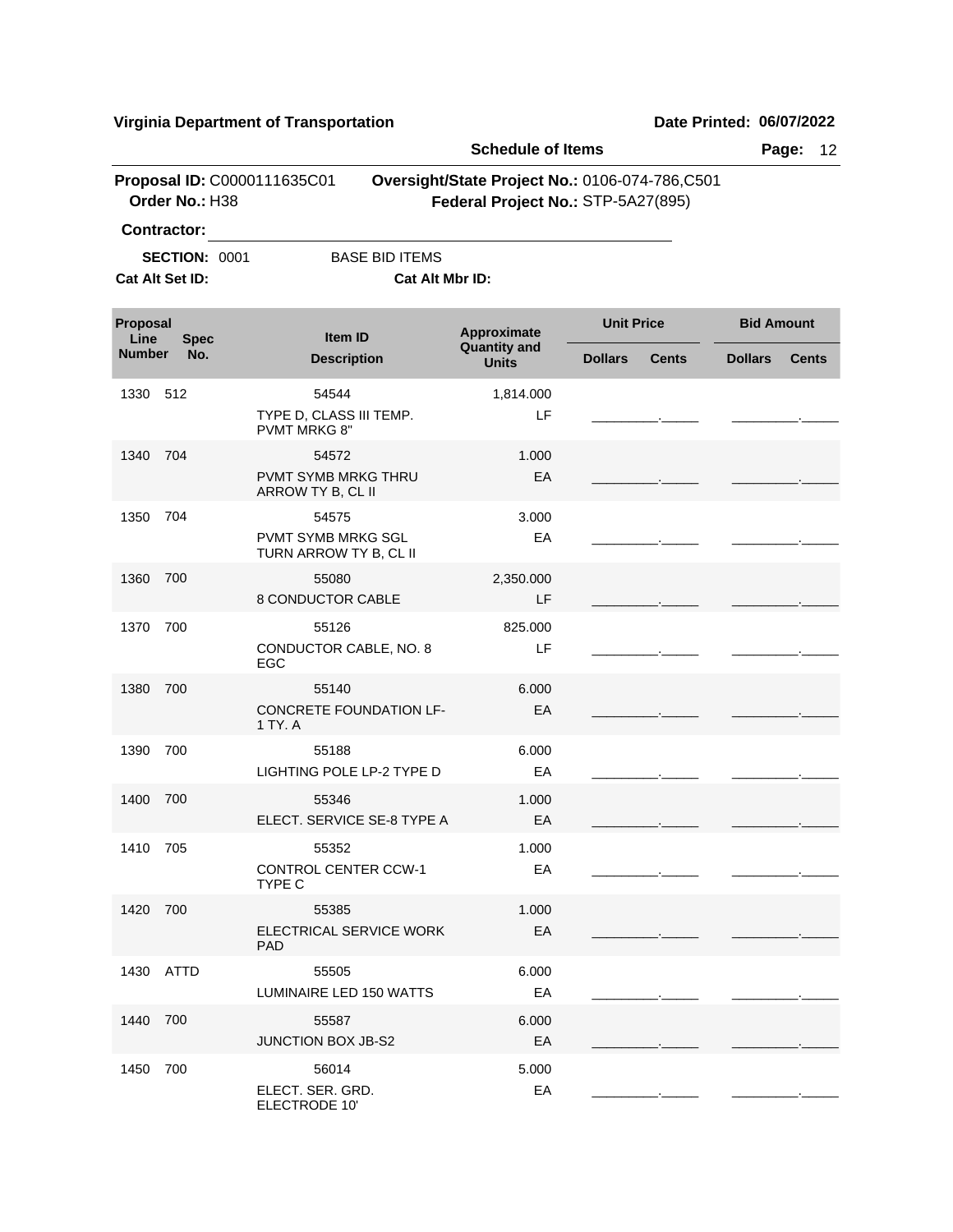**Virginia Department of Transportation** | **Date Printed: 06/07/2022**

**Schedule of Items**

**Proposal ID:** C0000111635C01  **Oversight/State Project No.:** 0106-074-786,C501
**Order No.:** H38  **Federal Project No.:** STP-5A27(895)

**Contractor:** ______________________________

**SECTION:** 0001  BASE BID ITEMS

**Cat Alt Set ID:**  **Cat Alt Mbr ID:**

| Proposal Line Number | Spec No. | Item ID / Description | Approximate Quantity and Units | Unit Price Dollars | Unit Price Cents | Bid Amount Dollars | Bid Amount Cents |
|---|---|---|---|---|---|---|---|
| 1330 | 512 | 54544<br>TYPE D, CLASS III TEMP. PVMT MRKG 8" | 1,814.000<br>LF | | | | |
| 1340 | 704 | 54572<br>PVMT SYMB MRKG THRU ARROW TY B, CL II | 1.000<br>EA | | | | |
| 1350 | 704 | 54575<br>PVMT SYMB MRKG SGL TURN ARROW TY B, CL II | 3.000<br>EA | | | | |
| 1360 | 700 | 55080<br>8 CONDUCTOR CABLE | 2,350.000<br>LF | | | | |
| 1370 | 700 | 55126<br>CONDUCTOR CABLE, NO. 8 EGC | 825.000<br>LF | | | | |
| 1380 | 700 | 55140<br>CONCRETE FOUNDATION LF-1 TY. A | 6.000<br>EA | | | | |
| 1390 | 700 | 55188<br>LIGHTING POLE LP-2 TYPE D | 6.000<br>EA | | | | |
| 1400 | 700 | 55346<br>ELECT. SERVICE SE-8 TYPE A | 1.000<br>EA | | | | |
| 1410 | 705 | 55352<br>CONTROL CENTER CCW-1 TYPE C | 1.000<br>EA | | | | |
| 1420 | 700 | 55385<br>ELECTRICAL SERVICE WORK PAD | 1.000<br>EA | | | | |
| 1430 | ATTD | 55505<br>LUMINAIRE LED 150 WATTS | 6.000<br>EA | | | | |
| 1440 | 700 | 55587<br>JUNCTION BOX JB-S2 | 6.000<br>EA | | | | |
| 1450 | 700 | 56014<br>ELECT. SER. GRD. ELECTRODE 10' | 5.000<br>EA | | | | |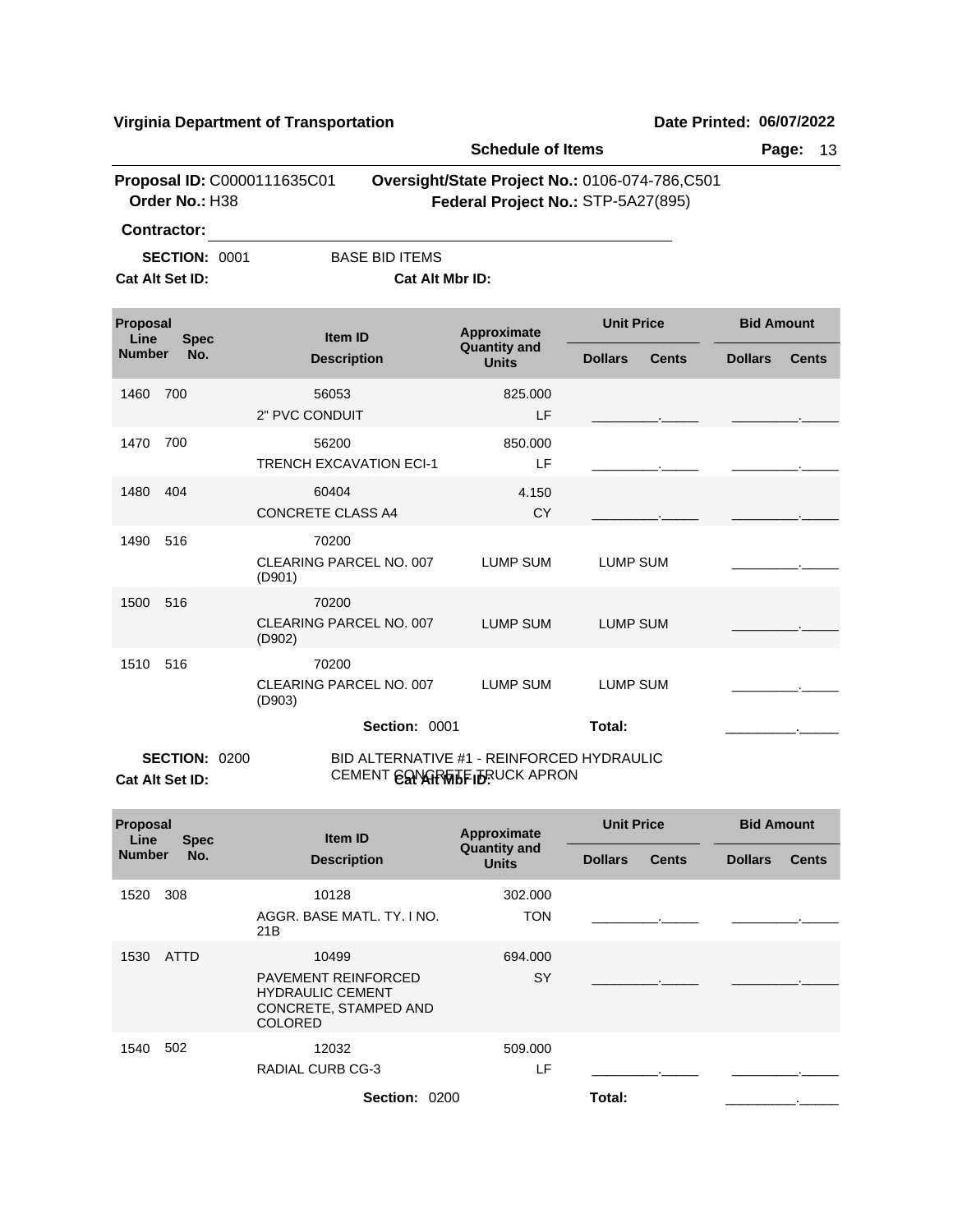**Virginia Department of Transportation** **Date Printed: 06/07/2022**

**Schedule of Items**

**Proposal ID:** C0000111635C01 **Oversight/State Project No.:** 0106-074-786,C501
**Order No.:** H38 **Federal Project No.:** STP-5A27(895)

**Contractor:** ______________________________

**SECTION:** 0001 BASE BID ITEMS

**Cat Alt Set ID:** **Cat Alt Mbr ID:**

| Proposal Line Number | Spec No. | Item ID / Description | Approximate Quantity and Units | Unit Price Dollars | Unit Price Cents | Bid Amount Dollars | Bid Amount Cents |
|---|---|---|---|---|---|---|---|
| 1460 | 700 | 56053<br>2" PVC CONDUIT | 825.000<br>LF | _________ | _____ | _________ | _____ |
| 1470 | 700 | 56200<br>TRENCH EXCAVATION ECI-1 | 850.000<br>LF | _________ | _____ | _________ | _____ |
| 1480 | 404 | 60404<br>CONCRETE CLASS A4 | 4.150<br>CY | _________ | _____ | _________ | _____ |
| 1490 | 516 | 70200<br>CLEARING PARCEL NO. 007 (D901) | LUMP SUM | LUMP SUM | | _________ | _____ |
| 1500 | 516 | 70200<br>CLEARING PARCEL NO. 007 (D902) | LUMP SUM | LUMP SUM | | _________ | _____ |
| 1510 | 516 | 70200<br>CLEARING PARCEL NO. 007 (D903) | LUMP SUM | LUMP SUM | | _________ | _____ |
| | | **Section:** 0001 | | **Total:** | | _________ | _____ |

**SECTION:** 0200 BID ALTERNATIVE #1 - REINFORCED HYDRAULIC CEMENT CONCRETE TRUCK APRON

**Cat Alt Set ID:** **Cat Alt Mbr ID:**

| Proposal Line Number | Spec No. | Item ID / Description | Approximate Quantity and Units | Unit Price Dollars | Unit Price Cents | Bid Amount Dollars | Bid Amount Cents |
|---|---|---|---|---|---|---|---|
| 1520 | 308 | 10128<br>AGGR. BASE MATL. TY. I NO. 21B | 302.000<br>TON | _________ | _____ | _________ | _____ |
| 1530 | ATTD | 10499<br>PAVEMENT REINFORCED HYDRAULIC CEMENT CONCRETE, STAMPED AND COLORED | 694.000<br>SY | _________ | _____ | _________ | _____ |
| 1540 | 502 | 12032<br>RADIAL CURB CG-3 | 509.000<br>LF | _________ | _____ | _________ | _____ |
| | | **Section:** 0200 | | **Total:** | | _________ | _____ |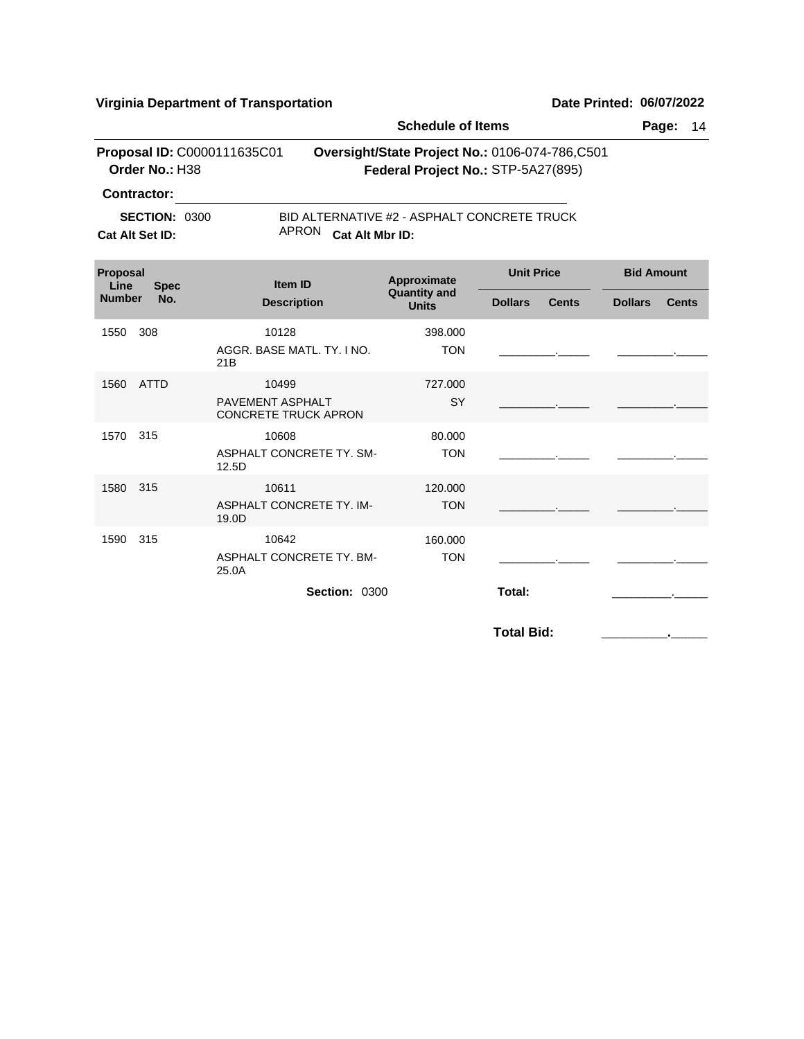**Virginia Department of Transportation** | **Date Printed: 06/07/2022**

**Schedule of Items**

**Proposal ID:** C0000111635C01 **Oversight/State Project No.:** 0106-074-786,C501
**Order No.:** H38 **Federal Project No.:** STP-5A27(895)

**Contractor:** ______________________________

**SECTION:** 0300 BID ALTERNATIVE #2 - ASPHALT CONCRETE TRUCK APRON
**Cat Alt Set ID:** **Cat Alt Mbr ID:**

| Proposal Line Number | Spec No. | Item ID / Description | Approximate Quantity and Units | Unit Price Dollars | Unit Price Cents | Bid Amount Dollars | Bid Amount Cents |
|---|---|---|---|---|---|---|---|
| 1550 | 308 | 10128<br>AGGR. BASE MATL. TY. I NO. 21B | 398.000<br>TON | _________ | _____ | _________ | _____ |
| 1560 | ATTD | 10499<br>PAVEMENT ASPHALT CONCRETE TRUCK APRON | 727.000<br>SY | _________ | _____ | _________ | _____ |
| 1570 | 315 | 10608<br>ASPHALT CONCRETE TY. SM-12.5D | 80.000<br>TON | _________ | _____ | _________ | _____ |
| 1580 | 315 | 10611<br>ASPHALT CONCRETE TY. IM-19.0D | 120.000<br>TON | _________ | _____ | _________ | _____ |
| 1590 | 315 | 10642<br>ASPHALT CONCRETE TY. BM-25.0A | 160.000<br>TON | _________ | _____ | _________ | _____ |
| | | **Section:** 0300 | | **Total:** | | _________ | _____ |

**Total Bid:** _________._____